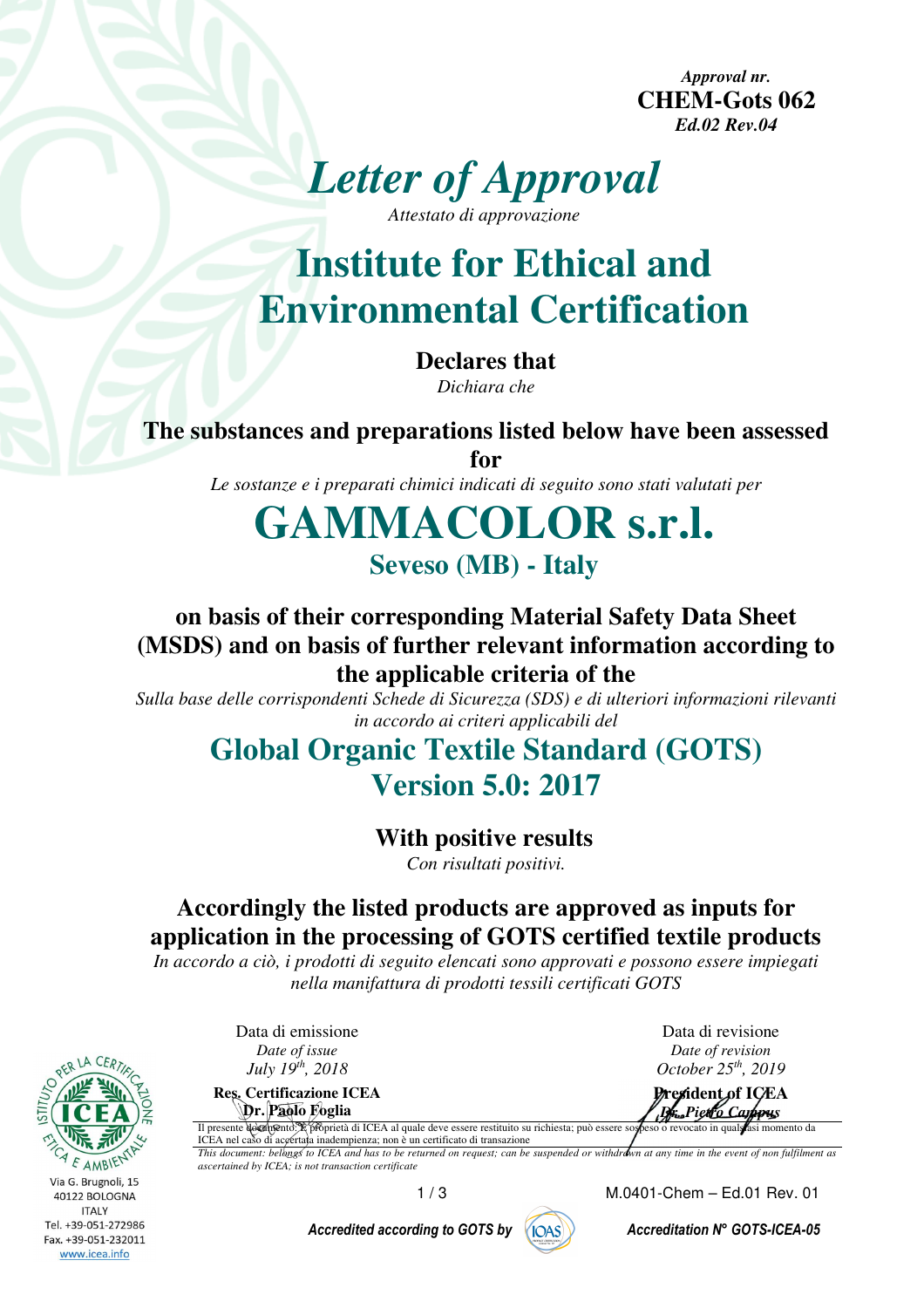*Approval nr.*
**CHEM-Gots 062**
*Ed.02 Rev.04*

# *Letter of Approval*

*Attestato di approvazione*

# Institute for Ethical and Environmental Certification

**Declares that**

*Dichiara che*

**The substances and preparations listed below have been assessed for**

*Le sostanze e i preparati chimici indicati di seguito sono stati valutati per*

# GAMMACOLOR s.r.l.

## Seveso (MB) - Italy

**on basis of their corresponding Material Safety Data Sheet (MSDS) and on basis of further relevant information according to the applicable criteria of the**

*Sulla base delle corrispondenti Schede di Sicurezza (SDS) e di ulteriori informazioni rilevanti in accordo ai criteri applicabili del*

## Global Organic Textile Standard (GOTS) Version 5.0: 2017

**With positive results**

*Con risultati positivi.*

**Accordingly the listed products are approved as inputs for application in the processing of GOTS certified textile products**

*In accordo a ciò, i prodotti di seguito elencati sono approvati e possono essere impiegati nella manifattura di prodotti tessili certificati GOTS*

| | |
|---|---|
| Data di emissione<br>*Date of issue*<br>*July 19th, 2018* | Data di revisione<br>*Date of revision*<br>*October 25th, 2019* |
| **Res. Certificazione ICEA**<br>**Dr. Paolo Foglia** | **President of ICEA**<br>**Dr. Pietro Campus** |

Il presente documento è proprietà di ICEA al quale deve essere restituito su richiesta; può essere sospeso o revocato in qualsiasi momento da ICEA nel caso di accertata inadempienza; non è un certificato di transazione

*This document: belongs to ICEA and has to be returned on request; can be suspended or withdrawn at any time in the event of non fulfilment as ascertained by ICEA; is not transaction certificate*

Via G. Brugnoli, 15
40122 BOLOGNA
ITALY
Tel. +39-051-272986
Fax. +39-051-232011
www.icea.info

M.0401-Chem – Ed.01 Rev. 01

*Accredited according to GOTS by* IOAS *Accreditation N° GOTS-ICEA-05*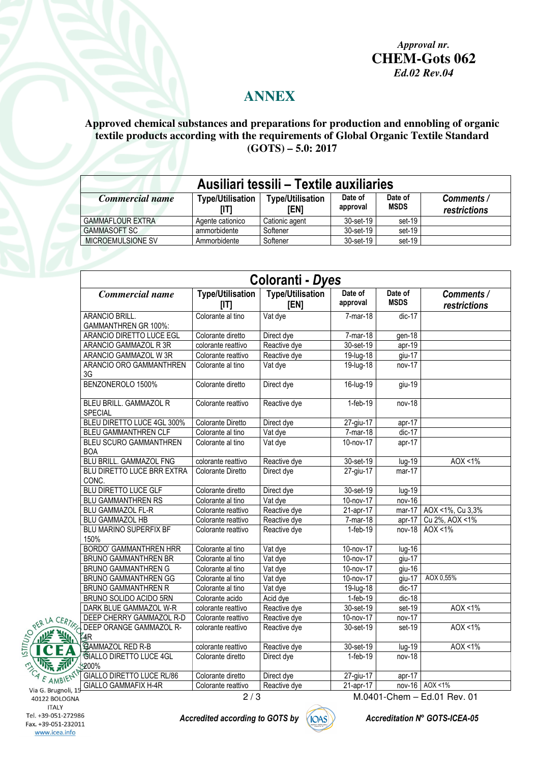*Approval nr.*
**CHEM-Gots 062**
*Ed.02 Rev.04*

# ANNEX

**Approved chemical substances and preparations for production and ennobling of organic textile products according with the requirements of Global Organic Textile Standard (GOTS) – 5.0: 2017**

## Ausiliari tessili – Textile auxiliaries

| Commercial name | Type/Utilisation [IT] | Type/Utilisation [EN] | Date of approval | Date of MSDS | Comments / restrictions |
|---|---|---|---|---|---|
| GAMMAFLOUR EXTRA | Agente cationico | Cationic agent | 30-set-19 | set-19 | |
| GAMMASOFT SC | ammorbidente | Softener | 30-set-19 | set-19 | |
| MICROEMULSIONE SV | Ammorbidente | Softener | 30-set-19 | set-19 | |

## Coloranti - Dyes

| Commercial name | Type/Utilisation [IT] | Type/Utilisation [EN] | Date of approval | Date of MSDS | Comments / restrictions |
|---|---|---|---|---|---|
| ARANCIO BRILL. GAMMANTHREN GR 100%: | Colorante al tino | Vat dye | 7-mar-18 | dic-17 | |
| ARANCIO DIRETTO LUCE EGL | Colorante diretto | Direct dye | 7-mar-18 | gen-18 | |
| ARANCIO GAMMAZOL R 3R | colorante reattivo | Reactive dye | 30-set-19 | apr-19 | |
| ARANCIO GAMMAZOL W 3R | Colorante reattivo | Reactive dye | 19-lug-18 | giu-17 | |
| ARANCIO ORO GAMMANTHREN 3G | Colorante al tino | Vat dye | 19-lug-18 | nov-17 | |
| BENZONEROLO 1500% | Colorante diretto | Direct dye | 16-lug-19 | giu-19 | |
| BLEU BRILL. GAMMAZOL R SPECIAL | Colorante reattivo | Reactive dye | 1-feb-19 | nov-18 | |
| BLEU DIRETTO LUCE 4GL 300% | Colorante Diretto | Direct dye | 27-giu-17 | apr-17 | |
| BLEU GAMMANTHREN CLF | Colorante al tino | Vat dye | 7-mar-18 | dic-17 | |
| BLEU SCURO GAMMANTHREN BOA | Colorante al tino | Vat dye | 10-nov-17 | apr-17 | |
| BLU BRILL. GAMMAZOL FNG | colorante reattivo | Reactive dye | 30-set-19 | lug-19 | AOX <1% |
| BLU DIRETTO LUCE BRR EXTRA CONC. | Colorante Diretto | Direct dye | 27-giu-17 | mar-17 | |
| BLU DIRETTO LUCE GLF | Colorante diretto | Direct dye | 30-set-19 | lug-19 | |
| BLU GAMMANTHREN RS | Colorante al tino | Vat dye | 10-nov-17 | nov-16 | |
| BLU GAMMAZOL FL-R | Colorante reattivo | Reactive dye | 21-apr-17 | mar-17 | AOX <1%, Cu 3,3% |
| BLU GAMMAZOL HB | Colorante reattivo | Reactive dye | 7-mar-18 | apr-17 | Cu 2%, AOX <1% |
| BLU MARINO SUPERFIX BF 150% | Colorante reattivo | Reactive dye | 1-feb-19 | nov-18 | AOX <1% |
| BORDO' GAMMANTHREN HRR | Colorante al tino | Vat dye | 10-nov-17 | lug-16 | |
| BRUNO GAMMANTHREN BR | Colorante al tino | Vat dye | 10-nov-17 | giu-17 | |
| BRUNO GAMMANTHREN G | Colorante al tino | Vat dye | 10-nov-17 | giu-16 | |
| BRUNO GAMMANTHREN GG | Colorante al tino | Vat dye | 10-nov-17 | giu-17 | AOX 0,55% |
| BRUNO GAMMANTHREN R | Colorante al tino | Vat dye | 19-lug-18 | dic-17 | |
| BRUNO SOLIDO ACIDO 5RN | Colorante acido | Acid dye | 1-feb-19 | dic-18 | |
| DARK BLUE GAMMAZOL W-R | colorante reattivo | Reactive dye | 30-set-19 | set-19 | AOX <1% |
| DEEP CHERRY GAMMAZOL R-D | Colorante reattivo | Reactive dye | 10-nov-17 | nov-17 | |
| DEEP ORANGE GAMMAZOL R-4R | colorante reattivo | Reactive dye | 30-set-19 | set-19 | AOX <1% |
| GAMMAZOL RED R-B | colorante reattivo | Reactive dye | 30-set-19 | lug-19 | AOX <1% |
| GIALLO DIRETTO LUCE 4GL 200% | Colorante diretto | Direct dye | 1-feb-19 | nov-18 | |
| GIALLO DIRETTO LUCE RL/86 | Colorante diretto | Direct dye | 27-giu-17 | apr-17 | |
| GIALLO GAMMAFIX H-4R | Colorante reattivo | Reactive dye | 21-apr-17 | nov-16 | AOX <1% |

M.0401-Chem – Ed.01 Rev. 01

Via G. Brugnoli, 15
40122 BOLOGNA
ITALY
Tel. +39-051-272986
Fax. +39-051-232011
www.icea.info

*Accredited according to GOTS by* *Accreditation N° GOTS-ICEA-05*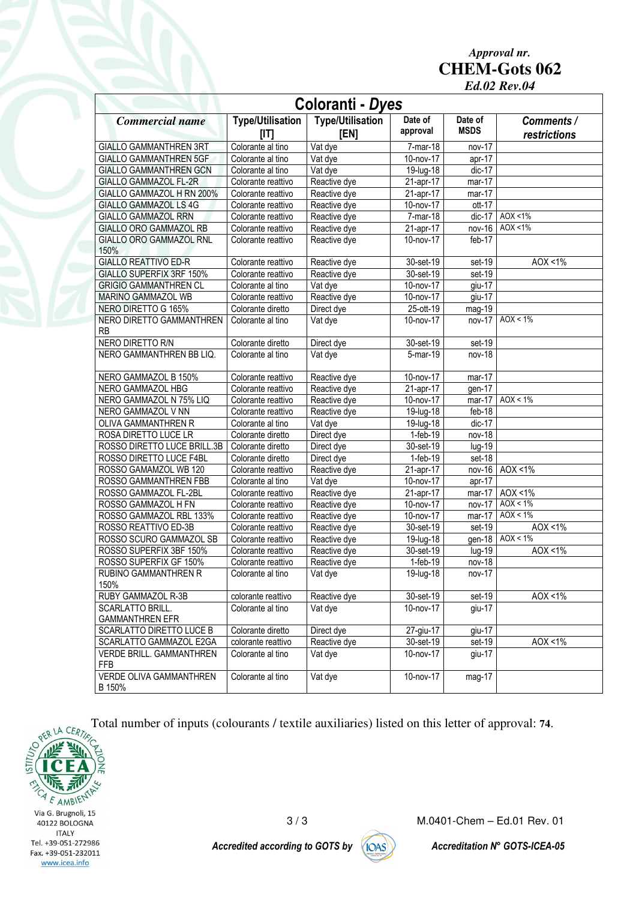*Approval nr.*
**CHEM-Gots 062**
*Ed.02 Rev.04*

## Coloranti - *Dyes*

| *Commercial name* | Type/Utilisation [IT] | Type/Utilisation [EN] | Date of approval | Date of MSDS | *Comments / restrictions* |
|---|---|---|---|---|---|
| GIALLO GAMMANTHREN 3RT | Colorante al tino | Vat dye | 7-mar-18 | nov-17 | |
| GIALLO GAMMANTHREN 5GF | Colorante al tino | Vat dye | 10-nov-17 | apr-17 | |
| GIALLO GAMMANTHREN GCN | Colorante al tino | Vat dye | 19-lug-18 | dic-17 | |
| GIALLO GAMMAZOL FL-2R | Colorante reattivo | Reactive dye | 21-apr-17 | mar-17 | |
| GIALLO GAMMAZOL H RN 200% | Colorante reattivo | Reactive dye | 21-apr-17 | mar-17 | |
| GIALLO GAMMAZOL LS 4G | Colorante reattivo | Reactive dye | 10-nov-17 | ott-17 | |
| GIALLO GAMMAZOL RRN | Colorante reattivo | Reactive dye | 7-mar-18 | dic-17 | AOX <1% |
| GIALLO ORO GAMMAZOL RB | Colorante reattivo | Reactive dye | 21-apr-17 | nov-16 | AOX <1% |
| GIALLO ORO GAMMAZOL RNL 150% | Colorante reattivo | Reactive dye | 10-nov-17 | feb-17 | |
| GIALLO REATTIVO ED-R | Colorante reattivo | Reactive dye | 30-set-19 | set-19 | AOX <1% |
| GIALLO SUPERFIX 3RF 150% | Colorante reattivo | Reactive dye | 30-set-19 | set-19 | |
| GRIGIO GAMMANTHREN CL | Colorante al tino | Vat dye | 10-nov-17 | giu-17 | |
| MARINO GAMMAZOL WB | Colorante reattivo | Reactive dye | 10-nov-17 | giu-17 | |
| NERO DIRETTO G 165% | Colorante diretto | Direct dye | 25-ott-19 | mag-19 | |
| NERO DIRETTO GAMMANTHREN RB | Colorante al tino | Vat dye | 10-nov-17 | nov-17 | AOX < 1% |
| NERO DIRETTO R/N | Colorante diretto | Direct dye | 30-set-19 | set-19 | |
| NERO GAMMANTHREN BB LIQ. | Colorante al tino | Vat dye | 5-mar-19 | nov-18 | |
| NERO GAMMAZOL B 150% | Colorante reattivo | Reactive dye | 10-nov-17 | mar-17 | |
| NERO GAMMAZOL HBG | Colorante reattivo | Reactive dye | 21-apr-17 | gen-17 | |
| NERO GAMMAZOL N 75% LIQ | Colorante reattivo | Reactive dye | 10-nov-17 | mar-17 | AOX < 1% |
| NERO GAMMAZOL V NN | Colorante reattivo | Reactive dye | 19-lug-18 | feb-18 | |
| OLIVA GAMMANTHREN R | Colorante al tino | Vat dye | 19-lug-18 | dic-17 | |
| ROSA DIRETTO LUCE LR | Colorante diretto | Direct dye | 1-feb-19 | nov-18 | |
| ROSSO DIRETTO LUCE BRILL.3B | Colorante diretto | Direct dye | 30-set-19 | lug-19 | |
| ROSSO DIRETTO LUCE F4BL | Colorante diretto | Direct dye | 1-feb-19 | set-18 | |
| ROSSO GAMAMZOL WB 120 | Colorante reattivo | Reactive dye | 21-apr-17 | nov-16 | AOX <1% |
| ROSSO GAMMANTHREN FBB | Colorante al tino | Vat dye | 10-nov-17 | apr-17 | |
| ROSSO GAMMAZOL FL-2BL | Colorante reattivo | Reactive dye | 21-apr-17 | mar-17 | AOX <1% |
| ROSSO GAMMAZOL H FN | Colorante reattivo | Reactive dye | 10-nov-17 | nov-17 | AOX < 1% |
| ROSSO GAMMAZOL RBL 133% | Colorante reattivo | Reactive dye | 10-nov-17 | mar-17 | AOX < 1% |
| ROSSO REATTIVO ED-3B | Colorante reattivo | Reactive dye | 30-set-19 | set-19 | AOX <1% |
| ROSSO SCURO GAMMAZOL SB | Colorante reattivo | Reactive dye | 19-lug-18 | gen-18 | AOX < 1% |
| ROSSO SUPERFIX 3BF 150% | Colorante reattivo | Reactive dye | 30-set-19 | lug-19 | AOX <1% |
| ROSSO SUPERFIX GF 150% | Colorante reattivo | Reactive dye | 1-feb-19 | nov-18 | |
| RUBINO GAMMANTHREN R 150% | Colorante al tino | Vat dye | 19-lug-18 | nov-17 | |
| RUBY GAMMAZOL R-3B | colorante reattivo | Reactive dye | 30-set-19 | set-19 | AOX <1% |
| SCARLATTO BRILL. GAMMANTHREN EFR | Colorante al tino | Vat dye | 10-nov-17 | giu-17 | |
| SCARLATTO DIRETTO LUCE B | Colorante diretto | Direct dye | 27-giu-17 | giu-17 | |
| SCARLATTO GAMMAZOL E2GA | colorante reattivo | Reactive dye | 30-set-19 | set-19 | AOX <1% |
| VERDE BRILL. GAMMANTHREN FFB | Colorante al tino | Vat dye | 10-nov-17 | giu-17 | |
| VERDE OLIVA GAMMANTHREN B 150% | Colorante al tino | Vat dye | 10-nov-17 | mag-17 | |

Total number of inputs (colourants / textile auxiliaries) listed on this letter of approval: **74**.

Via G. Brugnoli, 15
40122 BOLOGNA
ITALY
Tel. +39-051-272986
Fax. +39-051-232011
www.icea.info

M.0401-Chem – Ed.01 Rev. 01

*Accredited according to GOTS by*

*Accreditation N° GOTS-ICEA-05*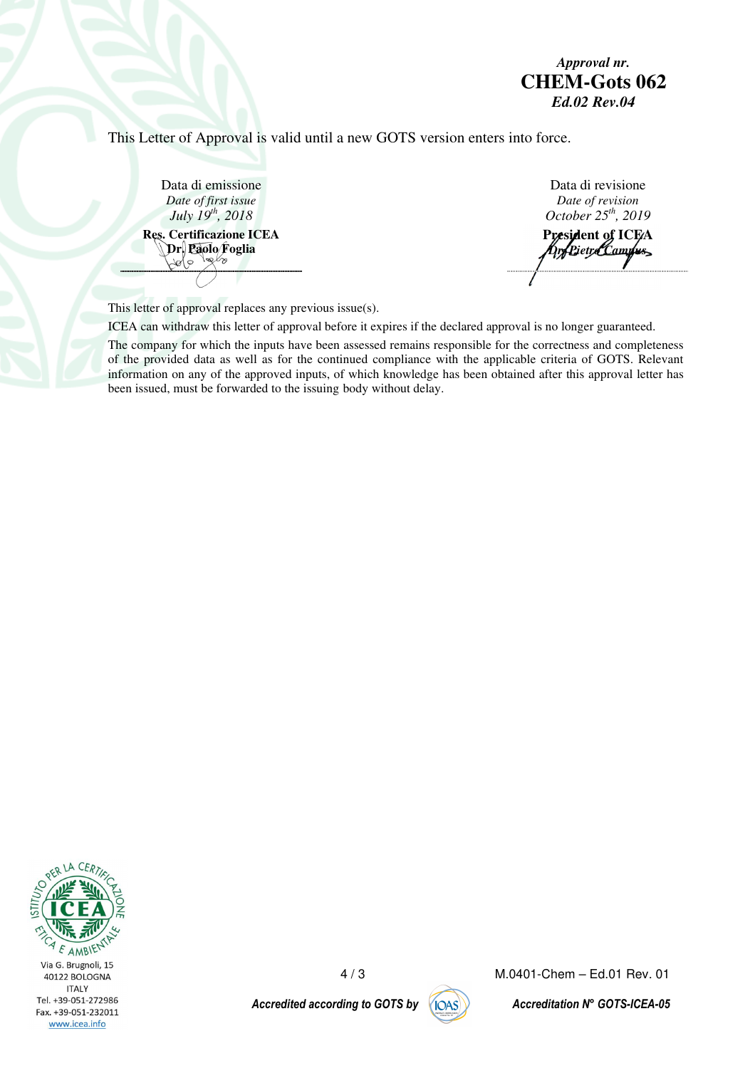*Approval nr.*
**CHEM-Gots 062**
***Ed.02 Rev.04***

This Letter of Approval is valid until a new GOTS version enters into force.

| Data di emissione | Data di revisione |
|---|---|
| *Date of first issue* | *Date of revision* |
| *July 19th, 2018* | *October 25th, 2019* |
| **Res. Certificazione ICEA** | **President of ICEA** |
| **Dr. Paolo Foglia** | ***Dr. Pietro Campus*** |

This letter of approval replaces any previous issue(s).

ICEA can withdraw this letter of approval before it expires if the declared approval is no longer guaranteed.

The company for which the inputs have been assessed remains responsible for the correctness and completeness of the provided data as well as for the continued compliance with the applicable criteria of GOTS. Relevant information on any of the approved inputs, of which knowledge has been obtained after this approval letter has been issued, must be forwarded to the issuing body without delay.